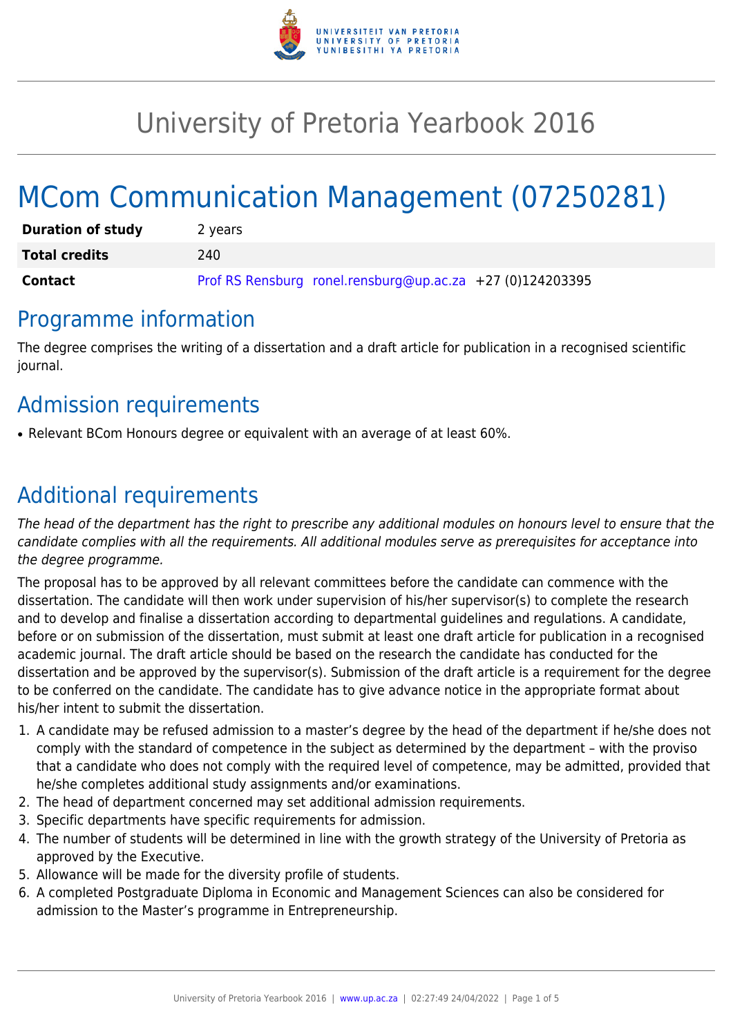# University of Pretoria Yearbook 2016

# MCom Communication Management (07250281)

| | |
|---|---|
| **Duration of study** | 2 years |
| **Total credits** | 240 |
| **Contact** | Prof RS Rensburg ronel.rensburg@up.ac.za +27 (0)124203395 |

## Programme information

The degree comprises the writing of a dissertation and a draft article for publication in a recognised scientific journal.

## Admission requirements

- Relevant BCom Honours degree or equivalent with an average of at least 60%.

## Additional requirements

*The head of the department has the right to prescribe any additional modules on honours level to ensure that the candidate complies with all the requirements. All additional modules serve as prerequisites for acceptance into the degree programme.*

The proposal has to be approved by all relevant committees before the candidate can commence with the dissertation. The candidate will then work under supervision of his/her supervisor(s) to complete the research and to develop and finalise a dissertation according to departmental guidelines and regulations. A candidate, before or on submission of the dissertation, must submit at least one draft article for publication in a recognised academic journal. The draft article should be based on the research the candidate has conducted for the dissertation and be approved by the supervisor(s). Submission of the draft article is a requirement for the degree to be conferred on the candidate. The candidate has to give advance notice in the appropriate format about his/her intent to submit the dissertation.

1. A candidate may be refused admission to a master's degree by the head of the department if he/she does not comply with the standard of competence in the subject as determined by the department – with the proviso that a candidate who does not comply with the required level of competence, may be admitted, provided that he/she completes additional study assignments and/or examinations.
2. The head of department concerned may set additional admission requirements.
3. Specific departments have specific requirements for admission.
4. The number of students will be determined in line with the growth strategy of the University of Pretoria as approved by the Executive.
5. Allowance will be made for the diversity profile of students.
6. A completed Postgraduate Diploma in Economic and Management Sciences can also be considered for admission to the Master's programme in Entrepreneurship.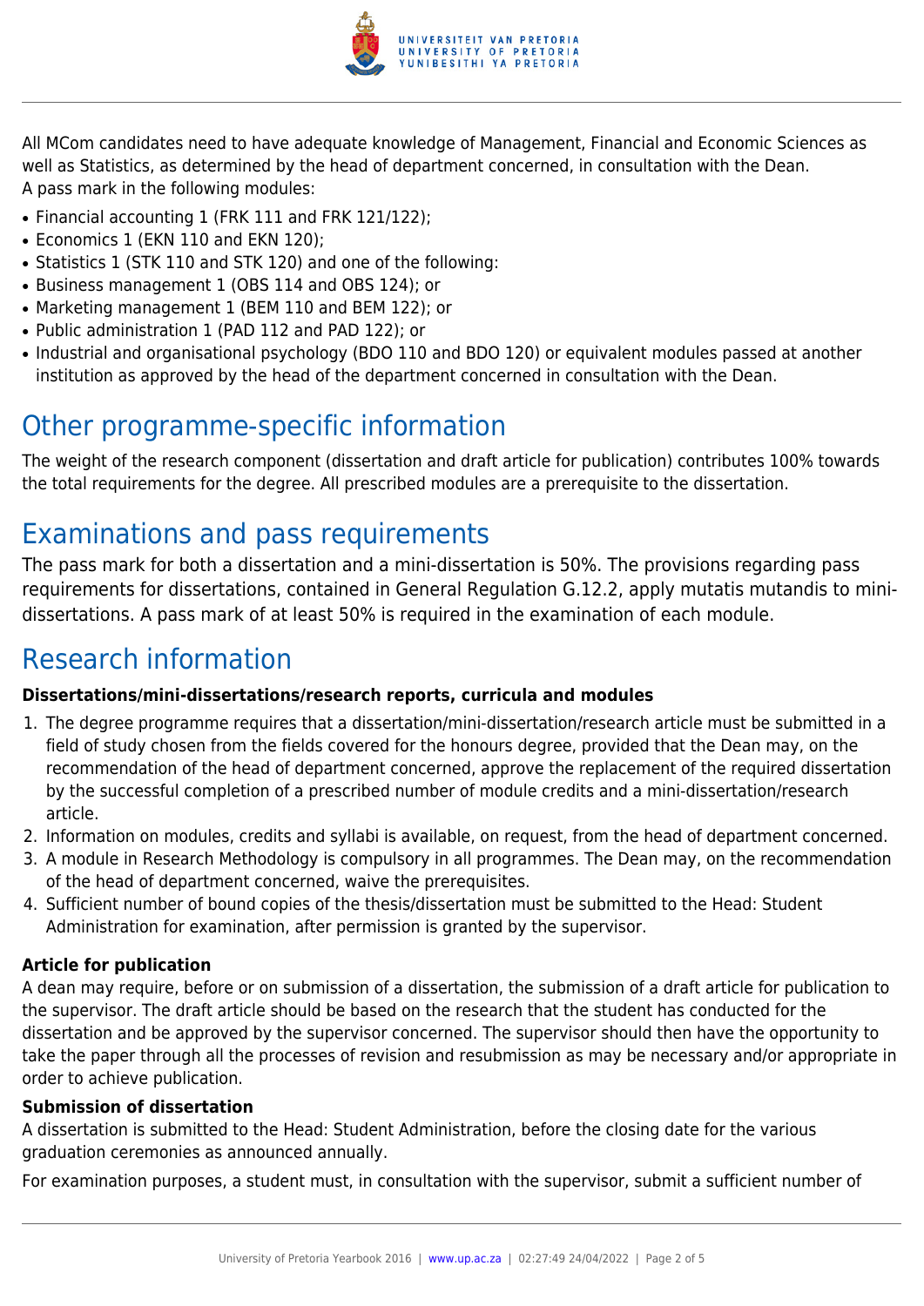All MCom candidates need to have adequate knowledge of Management, Financial and Economic Sciences as well as Statistics, as determined by the head of department concerned, in consultation with the Dean.
A pass mark in the following modules:

- Financial accounting 1 (FRK 111 and FRK 121/122);
- Economics 1 (EKN 110 and EKN 120);
- Statistics 1 (STK 110 and STK 120) and one of the following:
- Business management 1 (OBS 114 and OBS 124); or
- Marketing management 1 (BEM 110 and BEM 122); or
- Public administration 1 (PAD 112 and PAD 122); or
- Industrial and organisational psychology (BDO 110 and BDO 120) or equivalent modules passed at another institution as approved by the head of the department concerned in consultation with the Dean.

# Other programme-specific information

The weight of the research component (dissertation and draft article for publication) contributes 100% towards the total requirements for the degree. All prescribed modules are a prerequisite to the dissertation.

# Examinations and pass requirements

The pass mark for both a dissertation and a mini-dissertation is 50%. The provisions regarding pass requirements for dissertations, contained in General Regulation G.12.2, apply mutatis mutandis to mini-dissertations. A pass mark of at least 50% is required in the examination of each module.

# Research information

**Dissertations/mini-dissertations/research reports, curricula and modules**

1. The degree programme requires that a dissertation/mini-dissertation/research article must be submitted in a field of study chosen from the fields covered for the honours degree, provided that the Dean may, on the recommendation of the head of department concerned, approve the replacement of the required dissertation by the successful completion of a prescribed number of module credits and a mini-dissertation/research article.
2. Information on modules, credits and syllabi is available, on request, from the head of department concerned.
3. A module in Research Methodology is compulsory in all programmes. The Dean may, on the recommendation of the head of department concerned, waive the prerequisites.
4. Sufficient number of bound copies of the thesis/dissertation must be submitted to the Head: Student Administration for examination, after permission is granted by the supervisor.

**Article for publication**

A dean may require, before or on submission of a dissertation, the submission of a draft article for publication to the supervisor. The draft article should be based on the research that the student has conducted for the dissertation and be approved by the supervisor concerned. The supervisor should then have the opportunity to take the paper through all the processes of revision and resubmission as may be necessary and/or appropriate in order to achieve publication.

**Submission of dissertation**

A dissertation is submitted to the Head: Student Administration, before the closing date for the various graduation ceremonies as announced annually.

For examination purposes, a student must, in consultation with the supervisor, submit a sufficient number of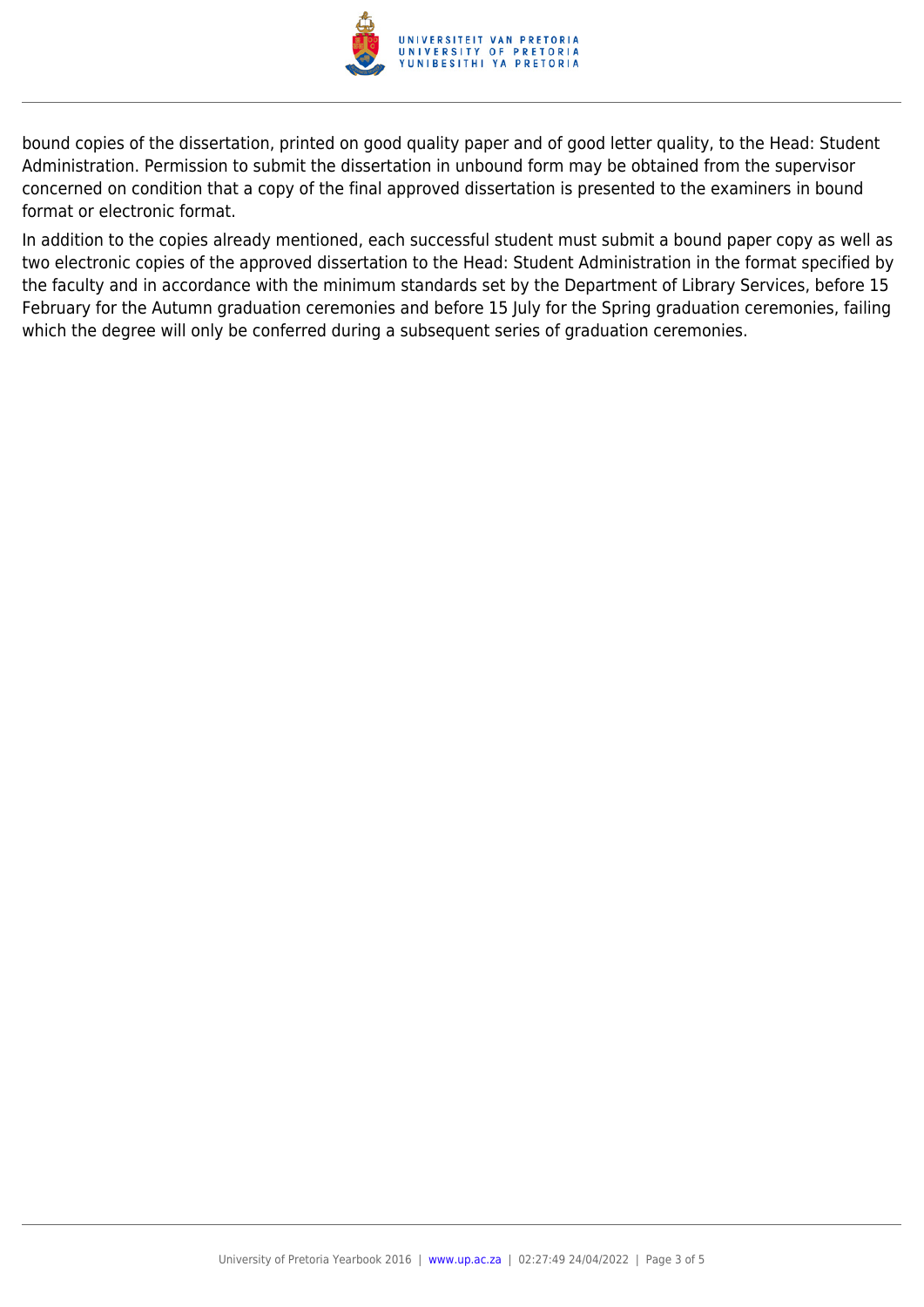bound copies of the dissertation, printed on good quality paper and of good letter quality, to the Head: Student Administration. Permission to submit the dissertation in unbound form may be obtained from the supervisor concerned on condition that a copy of the final approved dissertation is presented to the examiners in bound format or electronic format.

In addition to the copies already mentioned, each successful student must submit a bound paper copy as well as two electronic copies of the approved dissertation to the Head: Student Administration in the format specified by the faculty and in accordance with the minimum standards set by the Department of Library Services, before 15 February for the Autumn graduation ceremonies and before 15 July for the Spring graduation ceremonies, failing which the degree will only be conferred during a subsequent series of graduation ceremonies.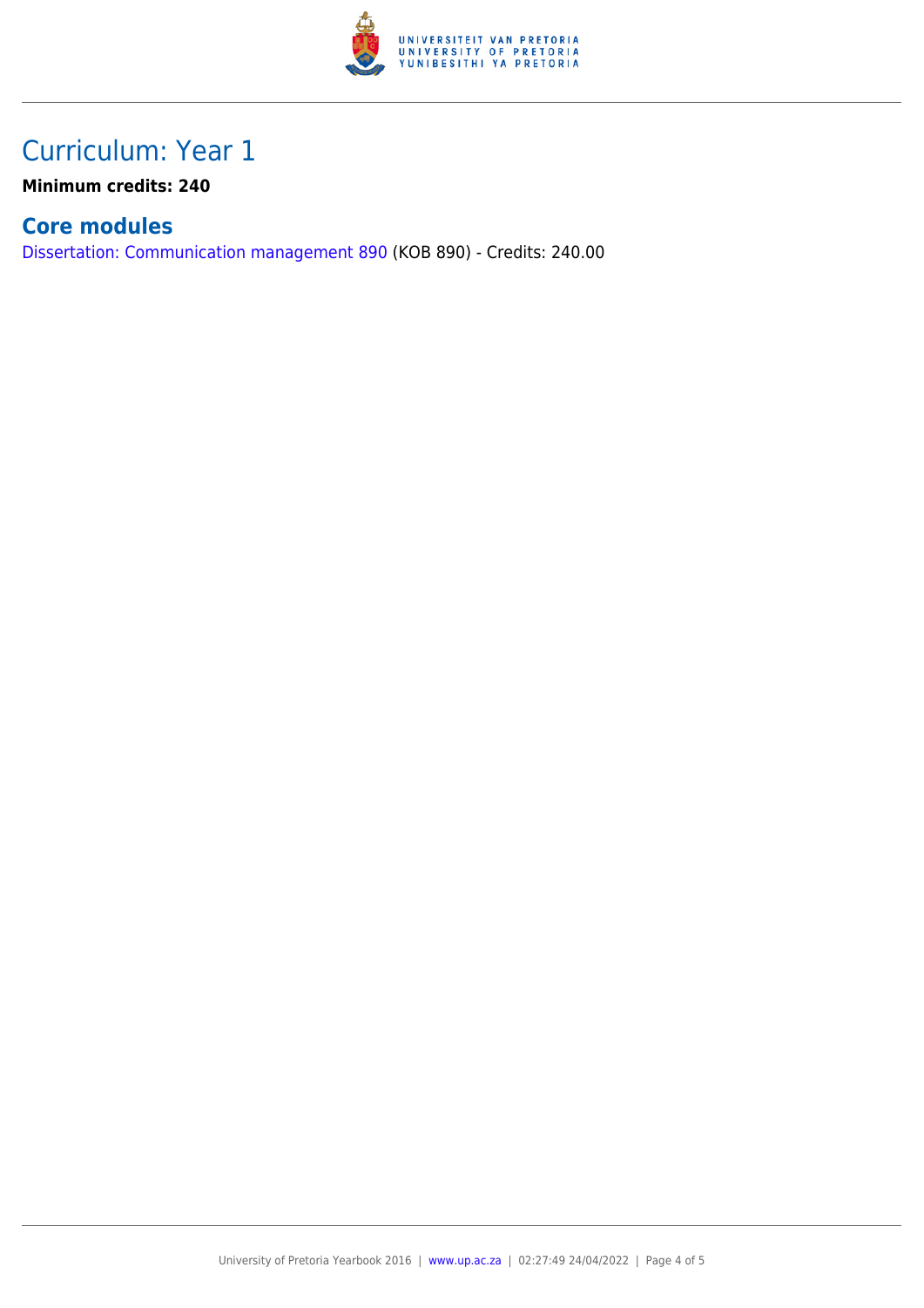# Curriculum: Year 1

**Minimum credits: 240**

## Core modules

Dissertation: Communication management 890 (KOB 890) - Credits: 240.00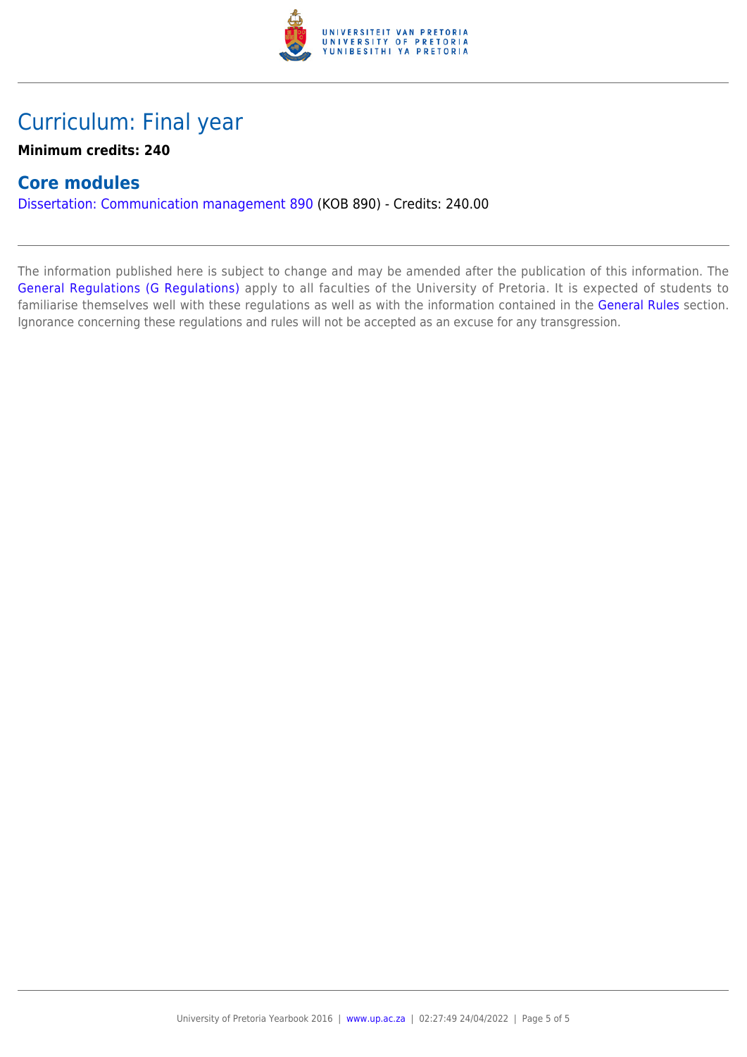## Curriculum: Final year

**Minimum credits: 240**

### Core modules

Dissertation: Communication management 890 (KOB 890) - Credits: 240.00

The information published here is subject to change and may be amended after the publication of this information. The General Regulations (G Regulations) apply to all faculties of the University of Pretoria. It is expected of students to familiarise themselves well with these regulations as well as with the information contained in the General Rules section. Ignorance concerning these regulations and rules will not be accepted as an excuse for any transgression.